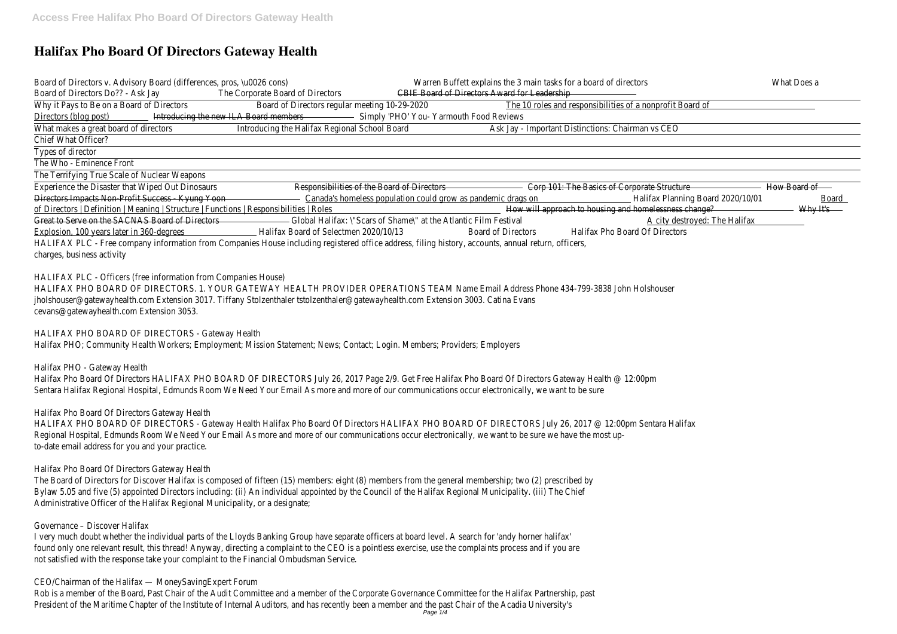# Halifax Pho Board Of Directors Gateway Health

Board of Directors v. Advisory Board (differences, pros, \u0026 cons) Warren Buffett explains the 3 main tasks for a board of directors What Does a Board of Directors Do?? - Ask Jay The Corporate Board of Directors CBIE Board of Directors Award for Leadership

Why it Pays to Be on a Board of Directors Board of Directors regular meeting 10-29-2020 The 10 roles and responsibilities of a nonprofit Board of Directors (blog post) Introducing the new ILA Board members Simply 'PHO' You- Yarmouth Food Reviews

What makes a great board of directors Introducing the Halifax Regional School Board Ask Jay - Important Distinctions: Chairman vs CEO

Chief What Officer?

Types of director

The Who - Eminence Front

The Terrifying True Scale of Nuclear Weapons

Experience the Disaster that Wiped Out Dinosaurs Responsibilities of the Board of Directors Corp 101: The Basics of Corporate Structure How Board of Directors Impacts Non-Profit Success - Kyung Yoon Canada's homeless population could grow as pandemic drags on Halifax Planning Board 2020/10/01 Board of Directors | Definition | Meaning | Structure | Functions | Responsibilities | Roles How will approach to housing and homelessness change? Why It's Great to Serve on the SACNAS Board of Directors Global Halifax: \"Scars of Shame\" at the Atlantic Film Festival A city destroyed: The Halifax Explosion, 100 years later in 360-degrees Halifax Board of Selectmen 2020/10/13 Board of Directors Halifax Pho Board Of Directors

HALIFAX PLC - Free company information from Companies House including registered office address, filing history, accounts, annual return, officers, charges, business activity

HALIFAX PLC - Officers (free information from Companies House)

HALIFAX PHO BOARD OF DIRECTORS. 1. YOUR GATEWAY HEALTH PROVIDER OPERATIONS TEAM Name Email Address Phone 434-799-3838 John Holshouser jholshouser@gatewayhealth.com Extension 3017. Tiffany Stolzenthaler tstolzenthaler@gatewayhealth.com Extension 3003. Catina Evans cevans@gatewayhealth.com Extension 3053.

HALIFAX PHO BOARD OF DIRECTORS - Gateway Health

Halifax PHO; Community Health Workers; Employment; Mission Statement; News; Contact; Login. Members; Providers; Employers

Halifax PHO - Gateway Health

Halifax Pho Board Of Directors HALIFAX PHO BOARD OF DIRECTORS July 26, 2017 Page 2/9. Get Free Halifax Pho Board Of Directors Gateway Health @ 12:00pm Sentara Halifax Regional Hospital, Edmunds Room We Need Your Email As more and more of our communications occur electronically, we want to be sure

Halifax Pho Board Of Directors Gateway Health

HALIFAX PHO BOARD OF DIRECTORS - Gateway Health Halifax Pho Board Of Directors HALIFAX PHO BOARD OF DIRECTORS July 26, 2017 @ 12:00pm Sentara Halifax Regional Hospital, Edmunds Room We Need Your Email As more and more of our communications occur electronically, we want to be sure we have the most up-to-date email address for you and your practice.

Halifax Pho Board Of Directors Gateway Health

The Board of Directors for Discover Halifax is composed of fifteen (15) members: eight (8) members from the general membership; two (2) prescribed by Bylaw 5.05 and five (5) appointed Directors including: (ii) An individual appointed by the Council of the Halifax Regional Municipality. (iii) The Chief Administrative Officer of the Halifax Regional Municipality, or a designate;

Governance – Discover Halifax

I very much doubt whether the individual parts of the Lloyds Banking Group have separate officers at board level. A search for 'andy horner halifax' found only one relevant result, this thread! Anyway, directing a complaint to the CEO is a pointless exercise, use the complaints process and if you are not satisfied with the response take your complaint to the Financial Ombudsman Service.

CEO/Chairman of the Halifax — MoneySavingExpert Forum

Rob is a member of the Board, Past Chair of the Audit Committee and a member of the Corporate Governance Committee for the Halifax Partnership, past President of the Maritime Chapter of the Institute of Internal Auditors, and has recently been a member and the past Chair of the Acadia University's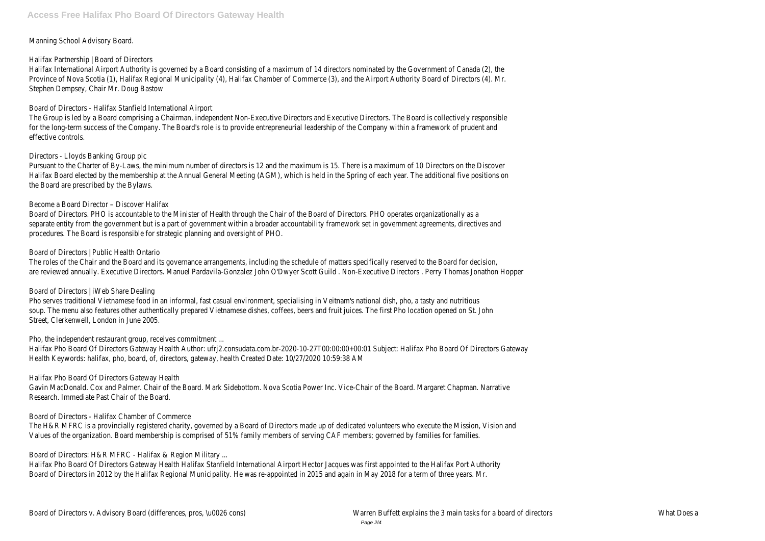Manning School Advisory Board.

Halifax Partnership | Board of Directors

Halifax International Airport Authority is governed by a Board consisting of a maximum of 14 directors nominated by the Government of Canada (2), the Province of Nova Scotia (1), Halifax Regional Municipality (4), Halifax Chamber of Commerce (3), and the Airport Authority Board of Directors (4). Mr. Stephen Dempsey, Chair Mr. Doug Bastow

Board of Directors - Halifax Stanfield International Airport

The Group is led by a Board comprising a Chairman, independent Non-Executive Directors and Executive Directors. The Board is collectively responsible for the long-term success of the Company. The Board's role is to provide entrepreneurial leadership of the Company within a framework of prudent and effective controls.

Directors - Lloyds Banking Group plc

Pursuant to the Charter of By-Laws, the minimum number of directors is 12 and the maximum is 15. There is a maximum of 10 Directors on the Discover Halifax Board elected by the membership at the Annual General Meeting (AGM), which is held in the Spring of each year. The additional five positions on the Board are prescribed by the Bylaws.

Become a Board Director – Discover Halifax

Board of Directors. PHO is accountable to the Minister of Health through the Chair of the Board of Directors. PHO operates organizationally as a separate entity from the government but is a part of government within a broader accountability framework set in government agreements, directives and procedures. The Board is responsible for strategic planning and oversight of PHO.

Board of Directors | Public Health Ontario

The roles of the Chair and the Board and its governance arrangements, including the schedule of matters specifically reserved to the Board for decision, are reviewed annually. Executive Directors. Manuel Pardavila-Gonzalez John O'Dwyer Scott Guild . Non-Executive Directors . Perry Thomas Jonathon Hopper

Board of Directors | iWeb Share Dealing

Pho serves traditional Vietnamese food in an informal, fast casual environment, specialising in Veitnam's national dish, pho, a tasty and nutritious soup. The menu also features other authentically prepared Vietnamese dishes, coffees, beers and fruit juices. The first Pho location opened on St. John Street, Clerkenwell, London in June 2005.

Pho, the independent restaurant group, receives commitment ...

Halifax Pho Board Of Directors Gateway Health Author: ufrj2.consudata.com.br-2020-10-27T00:00:00+00:01 Subject: Halifax Pho Board Of Directors Gateway Health Keywords: halifax, pho, board, of, directors, gateway, health Created Date: 10/27/2020 10:59:38 AM

Halifax Pho Board Of Directors Gateway Health

Gavin MacDonald. Cox and Palmer. Chair of the Board. Mark Sidebottom. Nova Scotia Power Inc. Vice-Chair of the Board. Margaret Chapman. Narrative Research. Immediate Past Chair of the Board.

Board of Directors - Halifax Chamber of Commerce

The H&R MFRC is a provincially registered charity, governed by a Board of Directors made up of dedicated volunteers who execute the Mission, Vision and Values of the organization. Board membership is comprised of 51% family members of serving CAF members; governed by families for families.

Board of Directors: H&R MFRC - Halifax & Region Military ...

Halifax Pho Board Of Directors Gateway Health Halifax Stanfield International Airport Hector Jacques was first appointed to the Halifax Port Authority Board of Directors in 2012 by the Halifax Regional Municipality. He was re-appointed in 2015 and again in May 2018 for a term of three years. Mr.

Board of Directors v. Advisory Board (differences, pros, \u0026 cons) Warren Buffett explains the 3 main tasks for a board of directors What Does a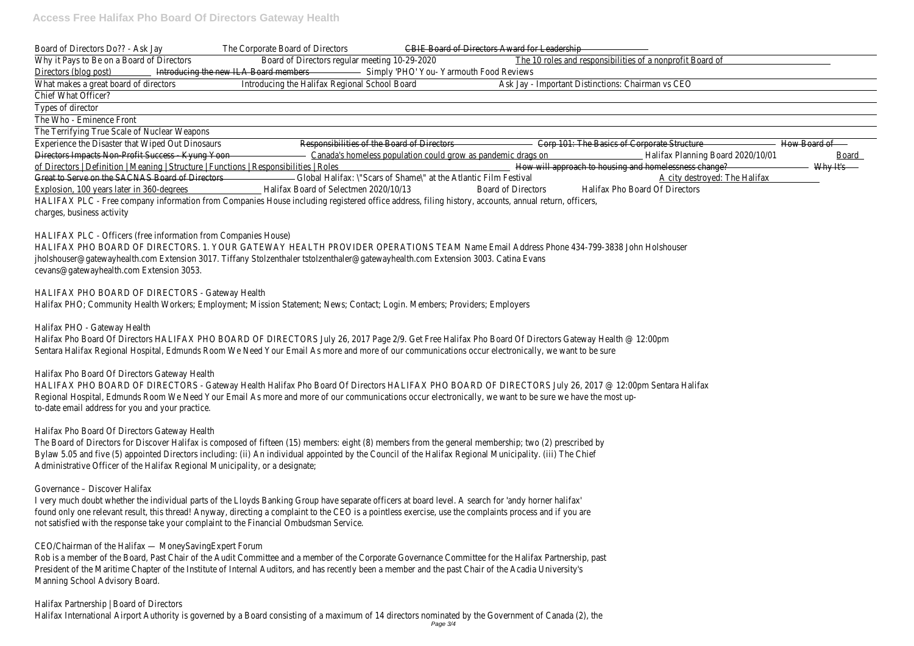Board of Directors Do?? - Ask Jay The Corporate Board of Directors CBIE Board of Directors Award for Leadership

Why it Pays to Be on a Board of Directors Board of Directors regular meeting 10-29-2020 The 10 roles and responsibilities of a nonprofit Board of Directors (blog post) Introducing the new ILA Board members Simply 'PHO' You- Yarmouth Food Reviews

What makes a great board of directors Introducing the Halifax Regional School Board Ask Jay - Important Distinctions: Chairman vs CEO

Chief What Officer?

Types of director

The Who - Eminence Front

The Terrifying True Scale of Nuclear Weapons

Experience the Disaster that Wiped Out Dinosaurs Responsibilities of the Board of Directors Corp 101: The Basics of Corporate Structure How Board of Directors Impacts Non-Profit Success - Kyung Yoon Canada's homeless population could grow as pandemic drags on Halifax Planning Board 2020/10/01 Board of Directors | Definition | Meaning | Structure | Functions | Responsibilities | Roles How will approach to housing and homelessness change? Why It's Great to Serve on the SACNAS Board of Directors Global Halifax: \"Scars of Shame\" at the Atlantic Film Festival A city destroyed: The Halifax Explosion, 100 years later in 360-degrees Halifax Board of Selectmen 2020/10/13 Board of Directors Halifax Pho Board Of Directors

HALIFAX PLC - Free company information from Companies House including registered office address, filing history, accounts, annual return, officers, charges, business activity

HALIFAX PLC - Officers (free information from Companies House)

HALIFAX PHO BOARD OF DIRECTORS. 1. YOUR GATEWAY HEALTH PROVIDER OPERATIONS TEAM Name Email Address Phone 434-799-3838 John Holshouser jholshouser@gatewayhealth.com Extension 3017. Tiffany Stolzenthaler tstolzenthaler@gatewayhealth.com Extension 3003. Catina Evans cevans@gatewayhealth.com Extension 3053.

HALIFAX PHO BOARD OF DIRECTORS - Gateway Health

Halifax PHO; Community Health Workers; Employment; Mission Statement; News; Contact; Login. Members; Providers; Employers

Halifax PHO - Gateway Health

Halifax Pho Board Of Directors HALIFAX PHO BOARD OF DIRECTORS July 26, 2017 Page 2/9. Get Free Halifax Pho Board Of Directors Gateway Health @ 12:00pm Sentara Halifax Regional Hospital, Edmunds Room We Need Your Email As more and more of our communications occur electronically, we want to be sure

Halifax Pho Board Of Directors Gateway Health

HALIFAX PHO BOARD OF DIRECTORS - Gateway Health Halifax Pho Board Of Directors HALIFAX PHO BOARD OF DIRECTORS July 26, 2017 @ 12:00pm Sentara Halifax Regional Hospital, Edmunds Room We Need Your Email As more and more of our communications occur electronically, we want to be sure we have the most up-to-date email address for you and your practice.

Halifax Pho Board Of Directors Gateway Health

The Board of Directors for Discover Halifax is composed of fifteen (15) members: eight (8) members from the general membership; two (2) prescribed by Bylaw 5.05 and five (5) appointed Directors including: (ii) An individual appointed by the Council of the Halifax Regional Municipality. (iii) The Chief Administrative Officer of the Halifax Regional Municipality, or a designate;

Governance – Discover Halifax

I very much doubt whether the individual parts of the Lloyds Banking Group have separate officers at board level. A search for 'andy horner halifax' found only one relevant result, this thread! Anyway, directing a complaint to the CEO is a pointless exercise, use the complaints process and if you are not satisfied with the response take your complaint to the Financial Ombudsman Service.

CEO/Chairman of the Halifax — MoneySavingExpert Forum

Rob is a member of the Board, Past Chair of the Audit Committee and a member of the Corporate Governance Committee for the Halifax Partnership, past President of the Maritime Chapter of the Institute of Internal Auditors, and has recently been a member and the past Chair of the Acadia University's Manning School Advisory Board.

Halifax Partnership | Board of Directors

Halifax International Airport Authority is governed by a Board consisting of a maximum of 14 directors nominated by the Government of Canada (2), the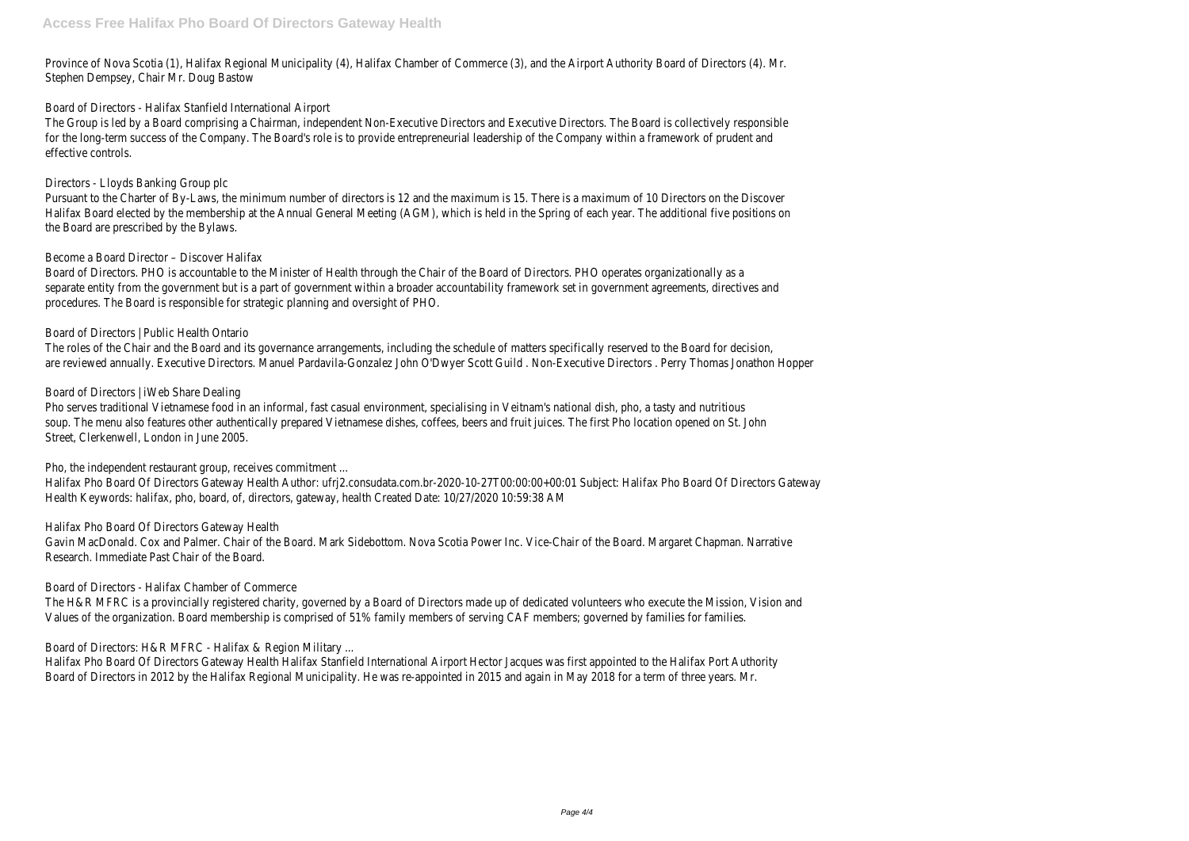Province of Nova Scotia (1), Halifax Regional Municipality (4), Halifax Chamber of Commerce (3), and the Airport Authority Board of Directors (4). Mr. Stephen Dempsey, Chair Mr. Doug Bastow

Board of Directors - Halifax Stanfield International Airport

The Group is led by a Board comprising a Chairman, independent Non-Executive Directors and Executive Directors. The Board is collectively responsible for the long-term success of the Company. The Board's role is to provide entrepreneurial leadership of the Company within a framework of prudent and effective controls.

Directors - Lloyds Banking Group plc

Pursuant to the Charter of By-Laws, the minimum number of directors is 12 and the maximum is 15. There is a maximum of 10 Directors on the Discover Halifax Board elected by the membership at the Annual General Meeting (AGM), which is held in the Spring of each year. The additional five positions on the Board are prescribed by the Bylaws.

Become a Board Director – Discover Halifax

Board of Directors. PHO is accountable to the Minister of Health through the Chair of the Board of Directors. PHO operates organizationally as a separate entity from the government but is a part of government within a broader accountability framework set in government agreements, directives and procedures. The Board is responsible for strategic planning and oversight of PHO.

Board of Directors | Public Health Ontario

The roles of the Chair and the Board and its governance arrangements, including the schedule of matters specifically reserved to the Board for decision, are reviewed annually. Executive Directors. Manuel Pardavila-Gonzalez John O'Dwyer Scott Guild . Non-Executive Directors . Perry Thomas Jonathon Hopper

Board of Directors | iWeb Share Dealing

Pho serves traditional Vietnamese food in an informal, fast casual environment, specialising in Veitnam's national dish, pho, a tasty and nutritious soup. The menu also features other authentically prepared Vietnamese dishes, coffees, beers and fruit juices. The first Pho location opened on St. John Street, Clerkenwell, London in June 2005.

Pho, the independent restaurant group, receives commitment ...

Halifax Pho Board Of Directors Gateway Health Author: ufrj2.consudata.com.br-2020-10-27T00:00:00+00:01 Subject: Halifax Pho Board Of Directors Gateway Health Keywords: halifax, pho, board, of, directors, gateway, health Created Date: 10/27/2020 10:59:38 AM

Halifax Pho Board Of Directors Gateway Health

Gavin MacDonald. Cox and Palmer. Chair of the Board. Mark Sidebottom. Nova Scotia Power Inc. Vice-Chair of the Board. Margaret Chapman. Narrative Research. Immediate Past Chair of the Board.

Board of Directors - Halifax Chamber of Commerce

The H&R MFRC is a provincially registered charity, governed by a Board of Directors made up of dedicated volunteers who execute the Mission, Vision and Values of the organization. Board membership is comprised of 51% family members of serving CAF members; governed by families for families.

Board of Directors: H&R MFRC - Halifax & Region Military ...

Halifax Pho Board Of Directors Gateway Health Halifax Stanfield International Airport Hector Jacques was first appointed to the Halifax Port Authority Board of Directors in 2012 by the Halifax Regional Municipality. He was re-appointed in 2015 and again in May 2018 for a term of three years. Mr.